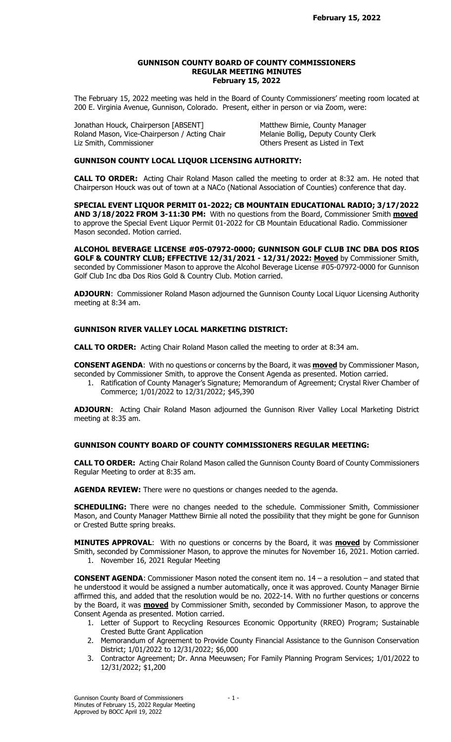# GUNNISON COUNTY BOARD OF COUNTY COMMISSIONERS
## REGULAR MEETING MINUTES
### February 15, 2022

The February 15, 2022 meeting was held in the Board of County Commissioners' meeting room located at 200 E. Virginia Avenue, Gunnison, Colorado. Present, either in person or via Zoom, were:

Jonathan Houck, Chairperson [ABSENT]
Roland Mason, Vice-Chairperson / Acting Chair
Liz Smith, Commissioner
Matthew Birnie, County Manager
Melanie Bollig, Deputy County Clerk
Others Present as Listed in Text

## GUNNISON COUNTY LOCAL LIQUOR LICENSING AUTHORITY:

**CALL TO ORDER:** Acting Chair Roland Mason called the meeting to order at 8:32 am. He noted that Chairperson Houck was out of town at a NACo (National Association of Counties) conference that day.

**SPECIAL EVENT LIQUOR PERMIT 01-2022; CB MOUNTAIN EDUCATIONAL RADIO; 3/17/2022 AND 3/18/2022 FROM 3-11:30 PM:** With no questions from the Board, Commissioner Smith **moved** to approve the Special Event Liquor Permit 01-2022 for CB Mountain Educational Radio. Commissioner Mason seconded. Motion carried.

**ALCOHOL BEVERAGE LICENSE #05-07972-0000; GUNNISON GOLF CLUB INC DBA DOS RIOS GOLF & COUNTRY CLUB; EFFECTIVE 12/31/2021 - 12/31/2022: Moved** by Commissioner Smith, seconded by Commissioner Mason to approve the Alcohol Beverage License #05-07972-0000 for Gunnison Golf Club Inc dba Dos Rios Gold & Country Club. Motion carried.

**ADJOURN**: Commissioner Roland Mason adjourned the Gunnison County Local Liquor Licensing Authority meeting at 8:34 am.

## GUNNISON RIVER VALLEY LOCAL MARKETING DISTRICT:

**CALL TO ORDER:** Acting Chair Roland Mason called the meeting to order at 8:34 am.

**CONSENT AGENDA**: With no questions or concerns by the Board, it was **moved** by Commissioner Mason, seconded by Commissioner Smith, to approve the Consent Agenda as presented. Motion carried.

1. Ratification of County Manager's Signature; Memorandum of Agreement; Crystal River Chamber of Commerce; 1/01/2022 to 12/31/2022; $45,390

**ADJOURN**: Acting Chair Roland Mason adjourned the Gunnison River Valley Local Marketing District meeting at 8:35 am.

## GUNNISON COUNTY BOARD OF COUNTY COMMISSIONERS REGULAR MEETING:

**CALL TO ORDER:** Acting Chair Roland Mason called the Gunnison County Board of County Commissioners Regular Meeting to order at 8:35 am.

**AGENDA REVIEW:** There were no questions or changes needed to the agenda.

**SCHEDULING:** There were no changes needed to the schedule. Commissioner Smith, Commissioner Mason, and County Manager Matthew Birnie all noted the possibility that they might be gone for Gunnison or Crested Butte spring breaks.

**MINUTES APPROVAL**: With no questions or concerns by the Board, it was **moved** by Commissioner Smith, seconded by Commissioner Mason, to approve the minutes for November 16, 2021. Motion carried.

1. November 16, 2021 Regular Meeting

**CONSENT AGENDA**: Commissioner Mason noted the consent item no. 14 – a resolution – and stated that he understood it would be assigned a number automatically, once it was approved. County Manager Birnie affirmed this, and added that the resolution would be no. 2022-14. With no further questions or concerns by the Board, it was **moved** by Commissioner Smith, seconded by Commissioner Mason, to approve the Consent Agenda as presented. Motion carried.

1. Letter of Support to Recycling Resources Economic Opportunity (RREO) Program; Sustainable Crested Butte Grant Application
2. Memorandum of Agreement to Provide County Financial Assistance to the Gunnison Conservation District; 1/01/2022 to 12/31/2022; $6,000
3. Contractor Agreement; Dr. Anna Meeuwsen; For Family Planning Program Services; 1/01/2022 to 12/31/2022; $1,200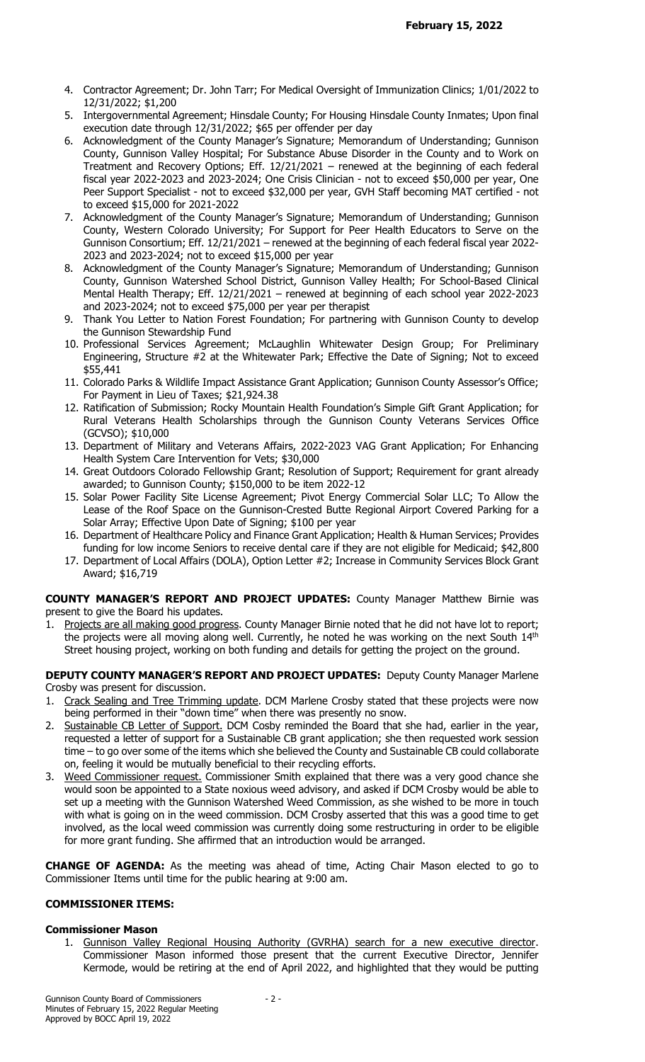**February 15, 2022**

4. Contractor Agreement; Dr. John Tarr; For Medical Oversight of Immunization Clinics; 1/01/2022 to 12/31/2022; $1,200
5. Intergovernmental Agreement; Hinsdale County; For Housing Hinsdale County Inmates; Upon final execution date through 12/31/2022; $65 per offender per day
6. Acknowledgment of the County Manager's Signature; Memorandum of Understanding; Gunnison County, Gunnison Valley Hospital; For Substance Abuse Disorder in the County and to Work on Treatment and Recovery Options; Eff. 12/21/2021 – renewed at the beginning of each federal fiscal year 2022-2023 and 2023-2024; One Crisis Clinician - not to exceed $50,000 per year, One Peer Support Specialist - not to exceed $32,000 per year, GVH Staff becoming MAT certified - not to exceed $15,000 for 2021-2022
7. Acknowledgment of the County Manager's Signature; Memorandum of Understanding; Gunnison County, Western Colorado University; For Support for Peer Health Educators to Serve on the Gunnison Consortium; Eff. 12/21/2021 – renewed at the beginning of each federal fiscal year 2022-2023 and 2023-2024; not to exceed $15,000 per year
8. Acknowledgment of the County Manager's Signature; Memorandum of Understanding; Gunnison County, Gunnison Watershed School District, Gunnison Valley Health; For School-Based Clinical Mental Health Therapy; Eff. 12/21/2021 – renewed at beginning of each school year 2022-2023 and 2023-2024; not to exceed $75,000 per year per therapist
9. Thank You Letter to Nation Forest Foundation; For partnering with Gunnison County to develop the Gunnison Stewardship Fund
10. Professional Services Agreement; McLaughlin Whitewater Design Group; For Preliminary Engineering, Structure #2 at the Whitewater Park; Effective the Date of Signing; Not to exceed $55,441
11. Colorado Parks & Wildlife Impact Assistance Grant Application; Gunnison County Assessor's Office; For Payment in Lieu of Taxes; $21,924.38
12. Ratification of Submission; Rocky Mountain Health Foundation's Simple Gift Grant Application; for Rural Veterans Health Scholarships through the Gunnison County Veterans Services Office (GCVSO); $10,000
13. Department of Military and Veterans Affairs, 2022-2023 VAG Grant Application; For Enhancing Health System Care Intervention for Vets; $30,000
14. Great Outdoors Colorado Fellowship Grant; Resolution of Support; Requirement for grant already awarded; to Gunnison County; $150,000 to be item 2022-12
15. Solar Power Facility Site License Agreement; Pivot Energy Commercial Solar LLC; To Allow the Lease of the Roof Space on the Gunnison-Crested Butte Regional Airport Covered Parking for a Solar Array; Effective Upon Date of Signing; $100 per year
16. Department of Healthcare Policy and Finance Grant Application; Health & Human Services; Provides funding for low income Seniors to receive dental care if they are not eligible for Medicaid; $42,800
17. Department of Local Affairs (DOLA), Option Letter #2; Increase in Community Services Block Grant Award; $16,719

**COUNTY MANAGER'S REPORT AND PROJECT UPDATES:** County Manager Matthew Birnie was present to give the Board his updates.

1. Projects are all making good progress. County Manager Birnie noted that he did not have lot to report; the projects were all moving along well. Currently, he noted he was working on the next South 14th Street housing project, working on both funding and details for getting the project on the ground.

**DEPUTY COUNTY MANAGER'S REPORT AND PROJECT UPDATES:** Deputy County Manager Marlene Crosby was present for discussion.

1. Crack Sealing and Tree Trimming update. DCM Marlene Crosby stated that these projects were now being performed in their "down time" when there was presently no snow.
2. Sustainable CB Letter of Support. DCM Cosby reminded the Board that she had, earlier in the year, requested a letter of support for a Sustainable CB grant application; she then requested work session time – to go over some of the items which she believed the County and Sustainable CB could collaborate on, feeling it would be mutually beneficial to their recycling efforts.
3. Weed Commissioner request. Commissioner Smith explained that there was a very good chance she would soon be appointed to a State noxious weed advisory, and asked if DCM Crosby would be able to set up a meeting with the Gunnison Watershed Weed Commission, as she wished to be more in touch with what is going on in the weed commission. DCM Crosby asserted that this was a good time to get involved, as the local weed commission was currently doing some restructuring in order to be eligible for more grant funding. She affirmed that an introduction would be arranged.

**CHANGE OF AGENDA:** As the meeting was ahead of time, Acting Chair Mason elected to go to Commissioner Items until time for the public hearing at 9:00 am.

**COMMISSIONER ITEMS:**

**Commissioner Mason**

1. Gunnison Valley Regional Housing Authority (GVRHA) search for a new executive director. Commissioner Mason informed those present that the current Executive Director, Jennifer Kermode, would be retiring at the end of April 2022, and highlighted that they would be putting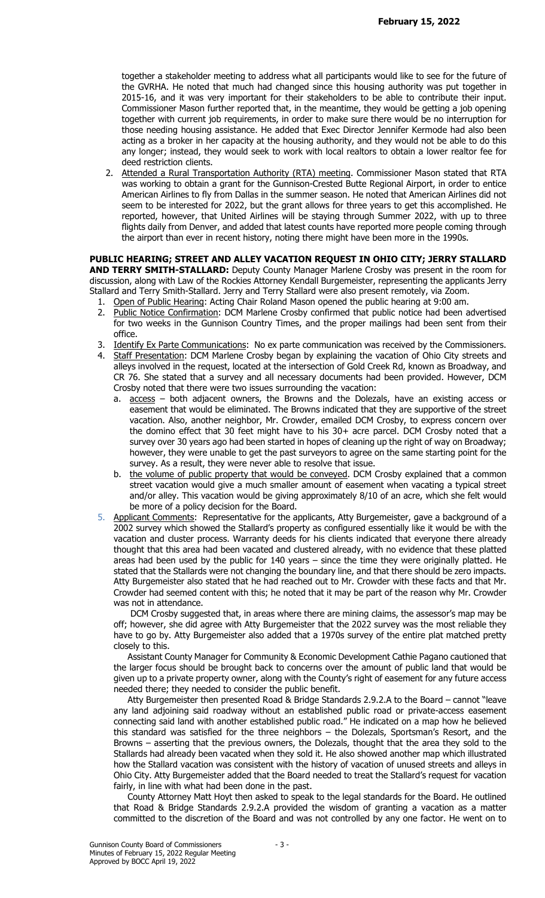together a stakeholder meeting to address what all participants would like to see for the future of the GVRHA. He noted that much had changed since this housing authority was put together in 2015-16, and it was very important for their stakeholders to be able to contribute their input. Commissioner Mason further reported that, in the meantime, they would be getting a job opening together with current job requirements, in order to make sure there would be no interruption for those needing housing assistance. He added that Exec Director Jennifer Kermode had also been acting as a broker in her capacity at the housing authority, and they would not be able to do this any longer; instead, they would seek to work with local realtors to obtain a lower realtor fee for deed restriction clients.

2. Attended a Rural Transportation Authority (RTA) meeting. Commissioner Mason stated that RTA was working to obtain a grant for the Gunnison-Crested Butte Regional Airport, in order to entice American Airlines to fly from Dallas in the summer season. He noted that American Airlines did not seem to be interested for 2022, but the grant allows for three years to get this accomplished. He reported, however, that United Airlines will be staying through Summer 2022, with up to three flights daily from Denver, and added that latest counts have reported more people coming through the airport than ever in recent history, noting there might have been more in the 1990s.

**PUBLIC HEARING; STREET AND ALLEY VACATION REQUEST IN OHIO CITY; JERRY STALLARD AND TERRY SMITH-STALLARD:** Deputy County Manager Marlene Crosby was present in the room for discussion, along with Law of the Rockies Attorney Kendall Burgemeister, representing the applicants Jerry Stallard and Terry Smith-Stallard. Jerry and Terry Stallard were also present remotely, via Zoom.

1. Open of Public Hearing: Acting Chair Roland Mason opened the public hearing at 9:00 am.
2. Public Notice Confirmation: DCM Marlene Crosby confirmed that public notice had been advertised for two weeks in the Gunnison Country Times, and the proper mailings had been sent from their office.
3. Identify Ex Parte Communications: No ex parte communication was received by the Commissioners.
4. Staff Presentation: DCM Marlene Crosby began by explaining the vacation of Ohio City streets and alleys involved in the request, located at the intersection of Gold Creek Rd, known as Broadway, and CR 76. She stated that a survey and all necessary documents had been provided. However, DCM Crosby noted that there were two issues surrounding the vacation:
   a. access – both adjacent owners, the Browns and the Dolezals, have an existing access or easement that would be eliminated. The Browns indicated that they are supportive of the street vacation. Also, another neighbor, Mr. Crowder, emailed DCM Crosby, to express concern over the domino effect that 30 feet might have to his 30+ acre parcel. DCM Crosby noted that a survey over 30 years ago had been started in hopes of cleaning up the right of way on Broadway; however, they were unable to get the past surveyors to agree on the same starting point for the survey. As a result, they were never able to resolve that issue.
   b. the volume of public property that would be conveyed. DCM Crosby explained that a common street vacation would give a much smaller amount of easement when vacating a typical street and/or alley. This vacation would be giving approximately 8/10 of an acre, which she felt would be more of a policy decision for the Board.
5. Applicant Comments: Representative for the applicants, Atty Burgemeister, gave a background of a 2002 survey which showed the Stallard's property as configured essentially like it would be with the vacation and cluster process. Warranty deeds for his clients indicated that everyone there already thought that this area had been vacated and clustered already, with no evidence that these platted areas had been used by the public for 140 years – since the time they were originally platted. He stated that the Stallards were not changing the boundary line, and that there should be zero impacts. Atty Burgemeister also stated that he had reached out to Mr. Crowder with these facts and that Mr. Crowder had seemed content with this; he noted that it may be part of the reason why Mr. Crowder was not in attendance.

   DCM Crosby suggested that, in areas where there are mining claims, the assessor's map may be off; however, she did agree with Atty Burgemeister that the 2022 survey was the most reliable they have to go by. Atty Burgemeister also added that a 1970s survey of the entire plat matched pretty closely to this.

   Assistant County Manager for Community & Economic Development Cathie Pagano cautioned that the larger focus should be brought back to concerns over the amount of public land that would be given up to a private property owner, along with the County's right of easement for any future access needed there; they needed to consider the public benefit.

   Atty Burgemeister then presented Road & Bridge Standards 2.9.2.A to the Board – cannot "leave any land adjoining said roadway without an established public road or private-access easement connecting said land with another established public road." He indicated on a map how he believed this standard was satisfied for the three neighbors – the Dolezals, Sportsman's Resort, and the Browns – asserting that the previous owners, the Dolezals, thought that the area they sold to the Stallards had already been vacated when they sold it. He also showed another map which illustrated how the Stallard vacation was consistent with the history of vacation of unused streets and alleys in Ohio City. Atty Burgemeister added that the Board needed to treat the Stallard's request for vacation fairly, in line with what had been done in the past.

   County Attorney Matt Hoyt then asked to speak to the legal standards for the Board. He outlined that Road & Bridge Standards 2.9.2.A provided the wisdom of granting a vacation as a matter committed to the discretion of the Board and was not controlled by any one factor. He went on to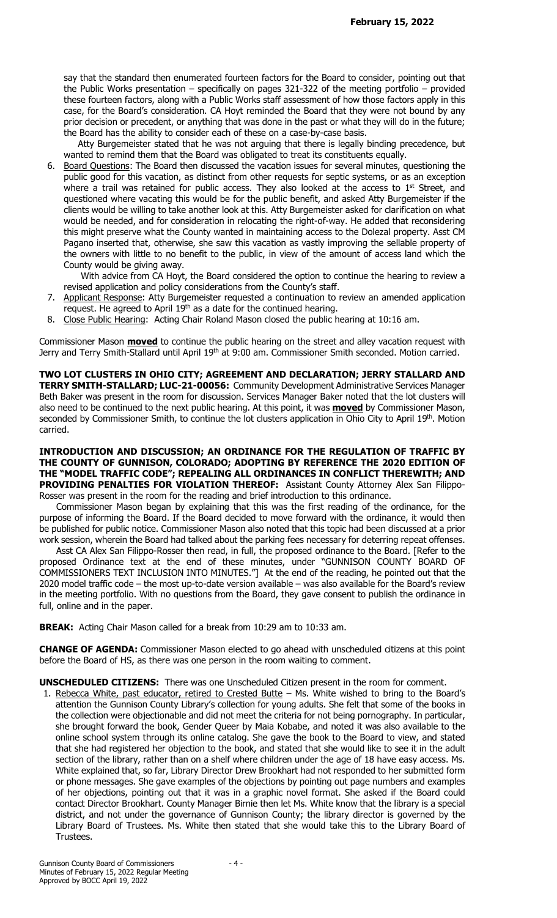**February 15, 2022**

say that the standard then enumerated fourteen factors for the Board to consider, pointing out that the Public Works presentation – specifically on pages 321-322 of the meeting portfolio – provided these fourteen factors, along with a Public Works staff assessment of how those factors apply in this case, for the Board's consideration. CA Hoyt reminded the Board that they were not bound by any prior decision or precedent, or anything that was done in the past or what they will do in the future; the Board has the ability to consider each of these on a case-by-case basis.

Atty Burgemeister stated that he was not arguing that there is legally binding precedence, but wanted to remind them that the Board was obligated to treat its constituents equally.

6. Board Questions: The Board then discussed the vacation issues for several minutes, questioning the public good for this vacation, as distinct from other requests for septic systems, or as an exception where a trail was retained for public access. They also looked at the access to 1st Street, and questioned where vacating this would be for the public benefit, and asked Atty Burgemeister if the clients would be willing to take another look at this. Atty Burgemeister asked for clarification on what would be needed, and for consideration in relocating the right-of-way. He added that reconsidering this might preserve what the County wanted in maintaining access to the Dolezal property. Asst CM Pagano inserted that, otherwise, she saw this vacation as vastly improving the sellable property of the owners with little to no benefit to the public, in view of the amount of access land which the County would be giving away.

   With advice from CA Hoyt, the Board considered the option to continue the hearing to review a revised application and policy considerations from the County's staff.
7. Applicant Response: Atty Burgemeister requested a continuation to review an amended application request. He agreed to April 19th as a date for the continued hearing.
8. Close Public Hearing: Acting Chair Roland Mason closed the public hearing at 10:16 am.

Commissioner Mason **moved** to continue the public hearing on the street and alley vacation request with Jerry and Terry Smith-Stallard until April 19th at 9:00 am. Commissioner Smith seconded. Motion carried.

**TWO LOT CLUSTERS IN OHIO CITY; AGREEMENT AND DECLARATION; JERRY STALLARD AND TERRY SMITH-STALLARD; LUC-21-00056:** Community Development Administrative Services Manager Beth Baker was present in the room for discussion. Services Manager Baker noted that the lot clusters will also need to be continued to the next public hearing. At this point, it was **moved** by Commissioner Mason, seconded by Commissioner Smith, to continue the lot clusters application in Ohio City to April 19th. Motion carried.

**INTRODUCTION AND DISCUSSION; AN ORDINANCE FOR THE REGULATION OF TRAFFIC BY THE COUNTY OF GUNNISON, COLORADO; ADOPTING BY REFERENCE THE 2020 EDITION OF THE "MODEL TRAFFIC CODE"; REPEALING ALL ORDINANCES IN CONFLICT THEREWITH; AND PROVIDING PENALTIES FOR VIOLATION THEREOF:** Assistant County Attorney Alex San Filippo-Rosser was present in the room for the reading and brief introduction to this ordinance.

Commissioner Mason began by explaining that this was the first reading of the ordinance, for the purpose of informing the Board. If the Board decided to move forward with the ordinance, it would then be published for public notice. Commissioner Mason also noted that this topic had been discussed at a prior work session, wherein the Board had talked about the parking fees necessary for deterring repeat offenses.

Asst CA Alex San Filippo-Rosser then read, in full, the proposed ordinance to the Board. [Refer to the proposed Ordinance text at the end of these minutes, under "GUNNISON COUNTY BOARD OF COMMISSIONERS TEXT INCLUSION INTO MINUTES."] At the end of the reading, he pointed out that the 2020 model traffic code – the most up-to-date version available – was also available for the Board's review in the meeting portfolio. With no questions from the Board, they gave consent to publish the ordinance in full, online and in the paper.

**BREAK:** Acting Chair Mason called for a break from 10:29 am to 10:33 am.

**CHANGE OF AGENDA:** Commissioner Mason elected to go ahead with unscheduled citizens at this point before the Board of HS, as there was one person in the room waiting to comment.

**UNSCHEDULED CITIZENS:** There was one Unscheduled Citizen present in the room for comment.

1. Rebecca White, past educator, retired to Crested Butte – Ms. White wished to bring to the Board's attention the Gunnison County Library's collection for young adults. She felt that some of the books in the collection were objectionable and did not meet the criteria for not being pornography. In particular, she brought forward the book, Gender Queer by Maia Kobabe, and noted it was also available to the online school system through its online catalog. She gave the book to the Board to view, and stated that she had registered her objection to the book, and stated that she would like to see it in the adult section of the library, rather than on a shelf where children under the age of 18 have easy access. Ms. White explained that, so far, Library Director Drew Brookhart had not responded to her submitted form or phone messages. She gave examples of the objections by pointing out page numbers and examples of her objections, pointing out that it was in a graphic novel format. She asked if the Board could contact Director Brookhart. County Manager Birnie then let Ms. White know that the library is a special district, and not under the governance of Gunnison County; the library director is governed by the Library Board of Trustees. Ms. White then stated that she would take this to the Library Board of Trustees.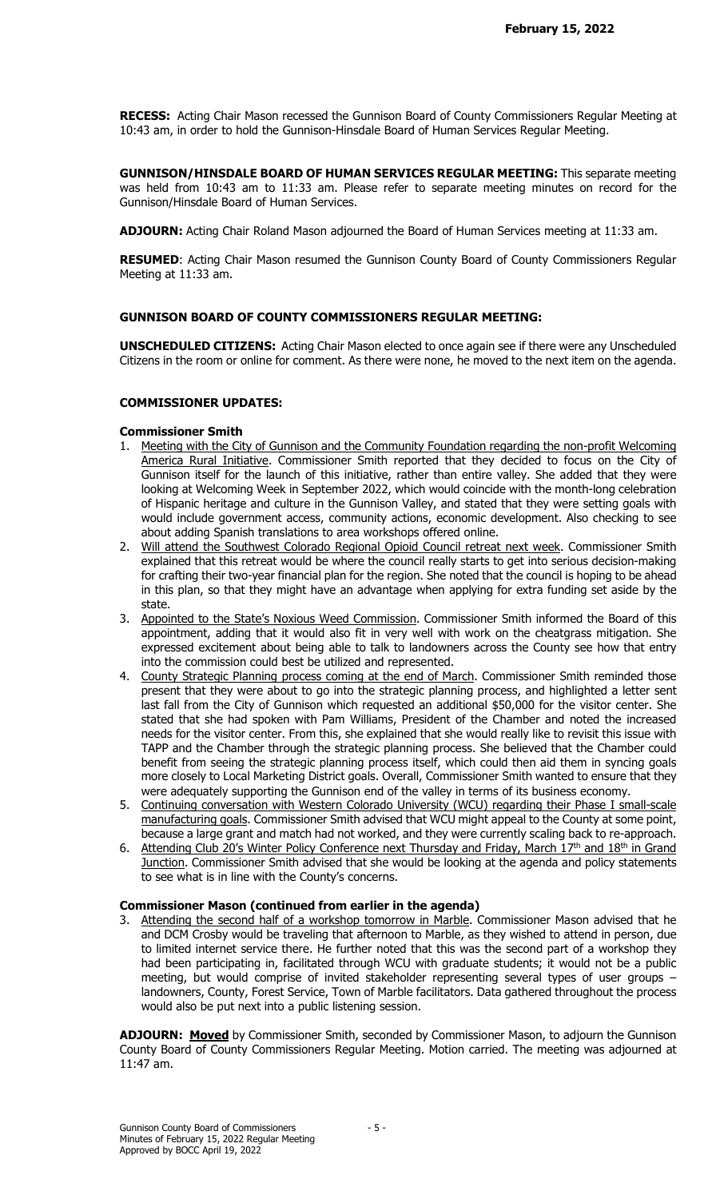**RECESS:** Acting Chair Mason recessed the Gunnison Board of County Commissioners Regular Meeting at 10:43 am, in order to hold the Gunnison-Hinsdale Board of Human Services Regular Meeting.

**GUNNISON/HINSDALE BOARD OF HUMAN SERVICES REGULAR MEETING:** This separate meeting was held from 10:43 am to 11:33 am. Please refer to separate meeting minutes on record for the Gunnison/Hinsdale Board of Human Services.

**ADJOURN:** Acting Chair Roland Mason adjourned the Board of Human Services meeting at 11:33 am.

**RESUMED**: Acting Chair Mason resumed the Gunnison County Board of County Commissioners Regular Meeting at 11:33 am.

## GUNNISON BOARD OF COUNTY COMMISSIONERS REGULAR MEETING:

**UNSCHEDULED CITIZENS:** Acting Chair Mason elected to once again see if there were any Unscheduled Citizens in the room or online for comment. As there were none, he moved to the next item on the agenda.

## COMMISSIONER UPDATES:

### Commissioner Smith

1. Meeting with the City of Gunnison and the Community Foundation regarding the non-profit Welcoming America Rural Initiative. Commissioner Smith reported that they decided to focus on the City of Gunnison itself for the launch of this initiative, rather than entire valley. She added that they were looking at Welcoming Week in September 2022, which would coincide with the month-long celebration of Hispanic heritage and culture in the Gunnison Valley, and stated that they were setting goals with would include government access, community actions, economic development. Also checking to see about adding Spanish translations to area workshops offered online.
2. Will attend the Southwest Colorado Regional Opioid Council retreat next week. Commissioner Smith explained that this retreat would be where the council really starts to get into serious decision-making for crafting their two-year financial plan for the region. She noted that the council is hoping to be ahead in this plan, so that they might have an advantage when applying for extra funding set aside by the state.
3. Appointed to the State's Noxious Weed Commission. Commissioner Smith informed the Board of this appointment, adding that it would also fit in very well with work on the cheatgrass mitigation. She expressed excitement about being able to talk to landowners across the County see how that entry into the commission could best be utilized and represented.
4. County Strategic Planning process coming at the end of March. Commissioner Smith reminded those present that they were about to go into the strategic planning process, and highlighted a letter sent last fall from the City of Gunnison which requested an additional $50,000 for the visitor center. She stated that she had spoken with Pam Williams, President of the Chamber and noted the increased needs for the visitor center. From this, she explained that she would really like to revisit this issue with TAPP and the Chamber through the strategic planning process. She believed that the Chamber could benefit from seeing the strategic planning process itself, which could then aid them in syncing goals more closely to Local Marketing District goals. Overall, Commissioner Smith wanted to ensure that they were adequately supporting the Gunnison end of the valley in terms of its business economy.
5. Continuing conversation with Western Colorado University (WCU) regarding their Phase I small-scale manufacturing goals. Commissioner Smith advised that WCU might appeal to the County at some point, because a large grant and match had not worked, and they were currently scaling back to re-approach.
6. Attending Club 20's Winter Policy Conference next Thursday and Friday, March 17th and 18th in Grand Junction. Commissioner Smith advised that she would be looking at the agenda and policy statements to see what is in line with the County's concerns.

### Commissioner Mason (continued from earlier in the agenda)

3. Attending the second half of a workshop tomorrow in Marble. Commissioner Mason advised that he and DCM Crosby would be traveling that afternoon to Marble, as they wished to attend in person, due to limited internet service there. He further noted that this was the second part of a workshop they had been participating in, facilitated through WCU with graduate students; it would not be a public meeting, but would comprise of invited stakeholder representing several types of user groups – landowners, County, Forest Service, Town of Marble facilitators. Data gathered throughout the process would also be put next into a public listening session.

**ADJOURN:** **Moved** by Commissioner Smith, seconded by Commissioner Mason, to adjourn the Gunnison County Board of County Commissioners Regular Meeting. Motion carried. The meeting was adjourned at 11:47 am.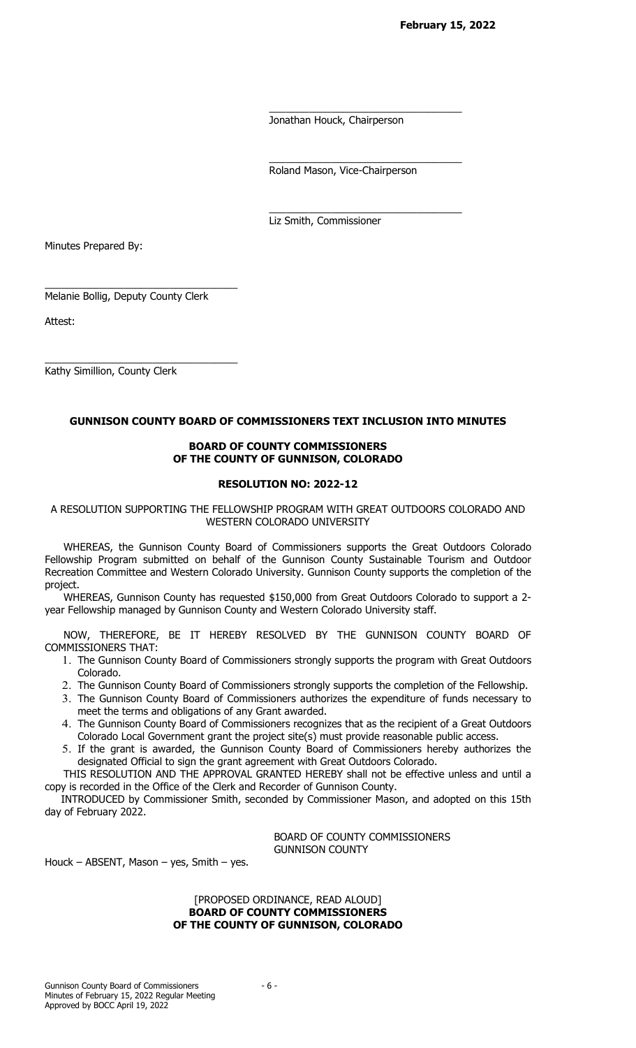**February 15, 2022**

\_\_\_\_\_\_\_\_\_\_\_\_\_\_\_\_\_\_\_\_\_\_\_\_\_\_\_\_\_\_\_\_\_\_
Jonathan Houck, Chairperson

\_\_\_\_\_\_\_\_\_\_\_\_\_\_\_\_\_\_\_\_\_\_\_\_\_\_\_\_\_\_\_\_\_\_
Roland Mason, Vice-Chairperson

\_\_\_\_\_\_\_\_\_\_\_\_\_\_\_\_\_\_\_\_\_\_\_\_\_\_\_\_\_\_\_\_\_\_
Liz Smith, Commissioner

Minutes Prepared By:

\_\_\_\_\_\_\_\_\_\_\_\_\_\_\_\_\_\_\_\_\_\_\_\_\_\_\_\_\_\_\_\_\_\_
Melanie Bollig, Deputy County Clerk

Attest:

\_\_\_\_\_\_\_\_\_\_\_\_\_\_\_\_\_\_\_\_\_\_\_\_\_\_\_\_\_\_\_\_\_\_
Kathy Simillion, County Clerk

**GUNNISON COUNTY BOARD OF COMMISSIONERS TEXT INCLUSION INTO MINUTES**

**BOARD OF COUNTY COMMISSIONERS**
**OF THE COUNTY OF GUNNISON, COLORADO**

**RESOLUTION NO: 2022-12**

A RESOLUTION SUPPORTING THE FELLOWSHIP PROGRAM WITH GREAT OUTDOORS COLORADO AND WESTERN COLORADO UNIVERSITY

WHEREAS, the Gunnison County Board of Commissioners supports the Great Outdoors Colorado Fellowship Program submitted on behalf of the Gunnison County Sustainable Tourism and Outdoor Recreation Committee and Western Colorado University. Gunnison County supports the completion of the project.

WHEREAS, Gunnison County has requested $150,000 from Great Outdoors Colorado to support a 2-year Fellowship managed by Gunnison County and Western Colorado University staff.

NOW, THEREFORE, BE IT HEREBY RESOLVED BY THE GUNNISON COUNTY BOARD OF COMMISSIONERS THAT:

1. The Gunnison County Board of Commissioners strongly supports the program with Great Outdoors Colorado.
2. The Gunnison County Board of Commissioners strongly supports the completion of the Fellowship.
3. The Gunnison County Board of Commissioners authorizes the expenditure of funds necessary to meet the terms and obligations of any Grant awarded.
4. The Gunnison County Board of Commissioners recognizes that as the recipient of a Great Outdoors Colorado Local Government grant the project site(s) must provide reasonable public access.
5. If the grant is awarded, the Gunnison County Board of Commissioners hereby authorizes the designated Official to sign the grant agreement with Great Outdoors Colorado.

THIS RESOLUTION AND THE APPROVAL GRANTED HEREBY shall not be effective unless and until a copy is recorded in the Office of the Clerk and Recorder of Gunnison County.

INTRODUCED by Commissioner Smith, seconded by Commissioner Mason, and adopted on this 15th day of February 2022.

BOARD OF COUNTY COMMISSIONERS
GUNNISON COUNTY

Houck – ABSENT, Mason – yes, Smith – yes.

[PROPOSED ORDINANCE, READ ALOUD]
**BOARD OF COUNTY COMMISSIONERS**
**OF THE COUNTY OF GUNNISON, COLORADO**

Gunnison County Board of Commissioners
Minutes of February 15, 2022 Regular Meeting
Approved by BOCC April 19, 2022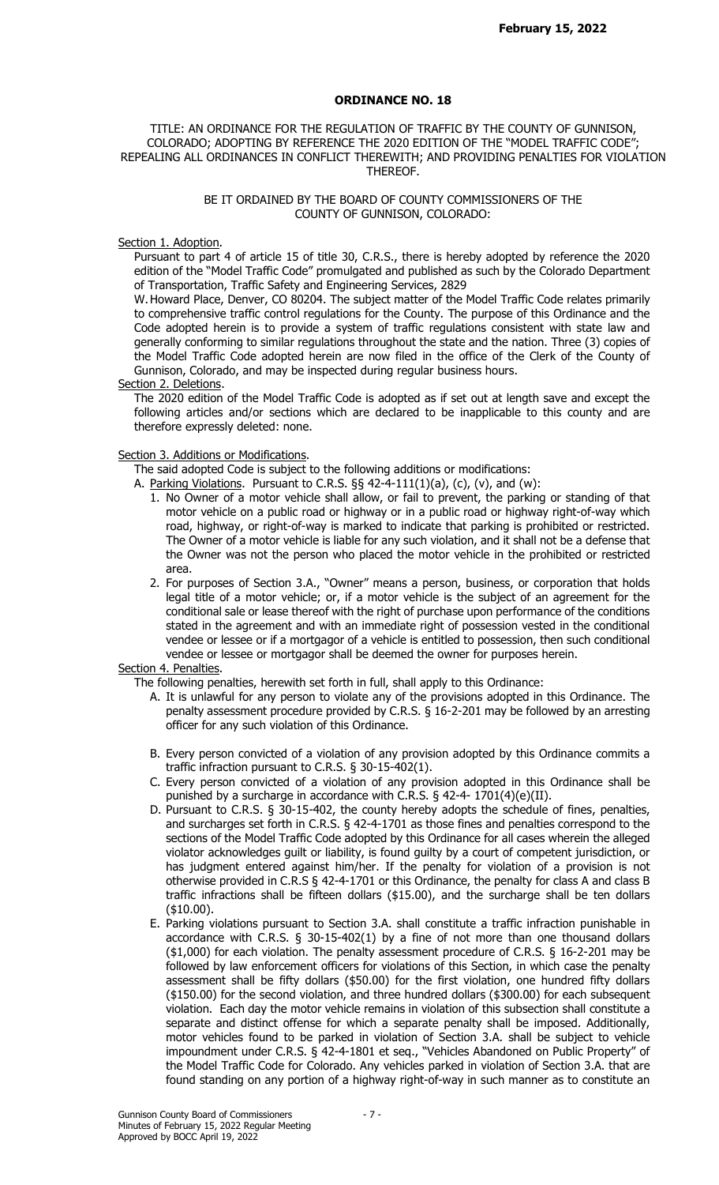**February 15, 2022**

**ORDINANCE NO. 18**

TITLE: AN ORDINANCE FOR THE REGULATION OF TRAFFIC BY THE COUNTY OF GUNNISON, COLORADO; ADOPTING BY REFERENCE THE 2020 EDITION OF THE "MODEL TRAFFIC CODE"; REPEALING ALL ORDINANCES IN CONFLICT THEREWITH; AND PROVIDING PENALTIES FOR VIOLATION THEREOF.

BE IT ORDAINED BY THE BOARD OF COUNTY COMMISSIONERS OF THE COUNTY OF GUNNISON, COLORADO:

Section 1. Adoption.

Pursuant to part 4 of article 15 of title 30, C.R.S., there is hereby adopted by reference the 2020 edition of the "Model Traffic Code" promulgated and published as such by the Colorado Department of Transportation, Traffic Safety and Engineering Services, 2829 W. Howard Place, Denver, CO 80204. The subject matter of the Model Traffic Code relates primarily to comprehensive traffic control regulations for the County. The purpose of this Ordinance and the Code adopted herein is to provide a system of traffic regulations consistent with state law and generally conforming to similar regulations throughout the state and the nation. Three (3) copies of the Model Traffic Code adopted herein are now filed in the office of the Clerk of the County of Gunnison, Colorado, and may be inspected during regular business hours.

Section 2. Deletions.

The 2020 edition of the Model Traffic Code is adopted as if set out at length save and except the following articles and/or sections which are declared to be inapplicable to this county and are therefore expressly deleted: none.

Section 3. Additions or Modifications.

The said adopted Code is subject to the following additions or modifications:

A. Parking Violations. Pursuant to C.R.S. §§ 42-4-111(1)(a), (c), (v), and (w):
   1. No Owner of a motor vehicle shall allow, or fail to prevent, the parking or standing of that motor vehicle on a public road or highway or in a public road or highway right-of-way which road, highway, or right-of-way is marked to indicate that parking is prohibited or restricted. The Owner of a motor vehicle is liable for any such violation, and it shall not be a defense that the Owner was not the person who placed the motor vehicle in the prohibited or restricted area.
   2. For purposes of Section 3.A., "Owner" means a person, business, or corporation that holds legal title of a motor vehicle; or, if a motor vehicle is the subject of an agreement for the conditional sale or lease thereof with the right of purchase upon performance of the conditions stated in the agreement and with an immediate right of possession vested in the conditional vendee or lessee or if a mortgagor of a vehicle is entitled to possession, then such conditional vendee or lessee or mortgagor shall be deemed the owner for purposes herein.

Section 4. Penalties.

The following penalties, herewith set forth in full, shall apply to this Ordinance:

A. It is unlawful for any person to violate any of the provisions adopted in this Ordinance. The penalty assessment procedure provided by C.R.S. § 16-2-201 may be followed by an arresting officer for any such violation of this Ordinance.
B. Every person convicted of a violation of any provision adopted by this Ordinance commits a traffic infraction pursuant to C.R.S. § 30-15-402(1).
C. Every person convicted of a violation of any provision adopted in this Ordinance shall be punished by a surcharge in accordance with C.R.S. § 42-4- 1701(4)(e)(II).
D. Pursuant to C.R.S. § 30-15-402, the county hereby adopts the schedule of fines, penalties, and surcharges set forth in C.R.S. § 42-4-1701 as those fines and penalties correspond to the sections of the Model Traffic Code adopted by this Ordinance for all cases wherein the alleged violator acknowledges guilt or liability, is found guilty by a court of competent jurisdiction, or has judgment entered against him/her. If the penalty for violation of a provision is not otherwise provided in C.R.S § 42-4-1701 or this Ordinance, the penalty for class A and class B traffic infractions shall be fifteen dollars ($15.00), and the surcharge shall be ten dollars ($10.00).
E. Parking violations pursuant to Section 3.A. shall constitute a traffic infraction punishable in accordance with C.R.S. § 30-15-402(1) by a fine of not more than one thousand dollars ($1,000) for each violation. The penalty assessment procedure of C.R.S. § 16-2-201 may be followed by law enforcement officers for violations of this Section, in which case the penalty assessment shall be fifty dollars ($50.00) for the first violation, one hundred fifty dollars ($150.00) for the second violation, and three hundred dollars ($300.00) for each subsequent violation. Each day the motor vehicle remains in violation of this subsection shall constitute a separate and distinct offense for which a separate penalty shall be imposed. Additionally, motor vehicles found to be parked in violation of Section 3.A. shall be subject to vehicle impoundment under C.R.S. § 42-4-1801 et seq., "Vehicles Abandoned on Public Property" of the Model Traffic Code for Colorado. Any vehicles parked in violation of Section 3.A. that are found standing on any portion of a highway right-of-way in such manner as to constitute an

Gunnison County Board of Commissioners
Minutes of February 15, 2022 Regular Meeting
Approved by BOCC April 19, 2022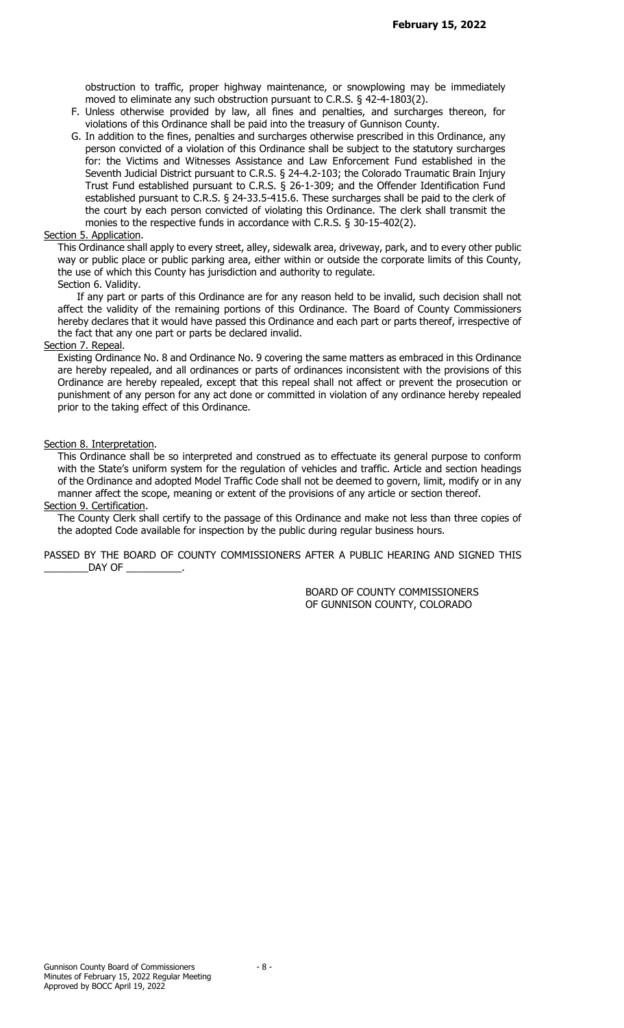obstruction to traffic, proper highway maintenance, or snowplowing may be immediately moved to eliminate any such obstruction pursuant to C.R.S. § 42-4-1803(2).

F. Unless otherwise provided by law, all fines and penalties, and surcharges thereon, for violations of this Ordinance shall be paid into the treasury of Gunnison County.

G. In addition to the fines, penalties and surcharges otherwise prescribed in this Ordinance, any person convicted of a violation of this Ordinance shall be subject to the statutory surcharges for: the Victims and Witnesses Assistance and Law Enforcement Fund established in the Seventh Judicial District pursuant to C.R.S. § 24-4.2-103; the Colorado Traumatic Brain Injury Trust Fund established pursuant to C.R.S. § 26-1-309; and the Offender Identification Fund established pursuant to C.R.S. § 24-33.5-415.6. These surcharges shall be paid to the clerk of the court by each person convicted of violating this Ordinance. The clerk shall transmit the monies to the respective funds in accordance with C.R.S. § 30-15-402(2).

Section 5. Application.

This Ordinance shall apply to every street, alley, sidewalk area, driveway, park, and to every other public way or public place or public parking area, either within or outside the corporate limits of this County, the use of which this County has jurisdiction and authority to regulate.

Section 6. Validity.

If any part or parts of this Ordinance are for any reason held to be invalid, such decision shall not affect the validity of the remaining portions of this Ordinance. The Board of County Commissioners hereby declares that it would have passed this Ordinance and each part or parts thereof, irrespective of the fact that any one part or parts be declared invalid.

Section 7. Repeal.

Existing Ordinance No. 8 and Ordinance No. 9 covering the same matters as embraced in this Ordinance are hereby repealed, and all ordinances or parts of ordinances inconsistent with the provisions of this Ordinance are hereby repealed, except that this repeal shall not affect or prevent the prosecution or punishment of any person for any act done or committed in violation of any ordinance hereby repealed prior to the taking effect of this Ordinance.

Section 8. Interpretation.

This Ordinance shall be so interpreted and construed as to effectuate its general purpose to conform with the State's uniform system for the regulation of vehicles and traffic. Article and section headings of the Ordinance and adopted Model Traffic Code shall not be deemed to govern, limit, modify or in any manner affect the scope, meaning or extent of the provisions of any article or section thereof.

Section 9. Certification.

The County Clerk shall certify to the passage of this Ordinance and make not less than three copies of the adopted Code available for inspection by the public during regular business hours.

PASSED BY THE BOARD OF COUNTY COMMISSIONERS AFTER A PUBLIC HEARING AND SIGNED THIS ________DAY OF __________.

BOARD OF COUNTY COMMISSIONERS
OF GUNNISON COUNTY, COLORADO